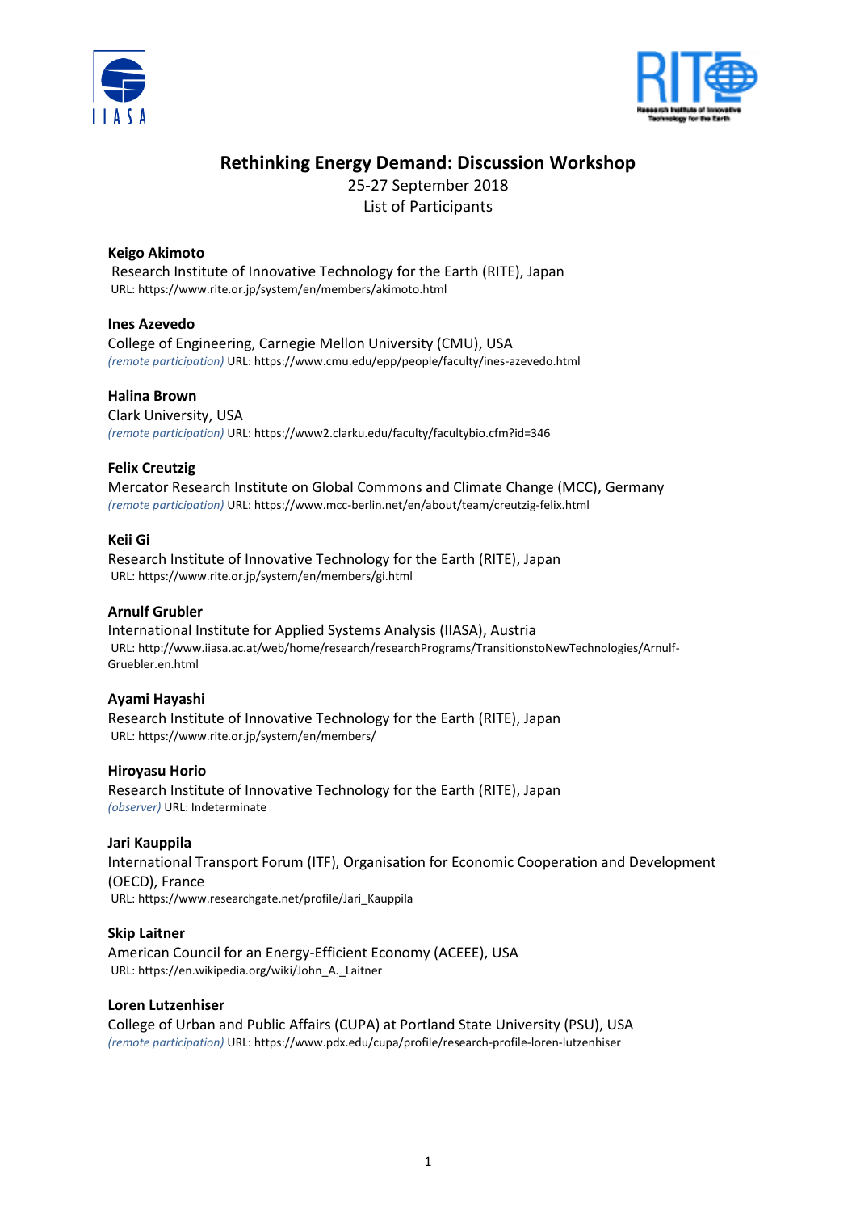# Rethinking Energy Demand: Discussion Workshop

25-27 September 2018

List of Participants

**Keigo Akimoto**
Research Institute of Innovative Technology for the Earth (RITE), Japan
URL: https://www.rite.or.jp/system/en/members/akimoto.html

**Ines Azevedo**
College of Engineering, Carnegie Mellon University (CMU), USA
*(remote participation)* URL: https://www.cmu.edu/epp/people/faculty/ines-azevedo.html

**Halina Brown**
Clark University, USA
*(remote participation)* URL: https://www2.clarku.edu/faculty/facultybio.cfm?id=346

**Felix Creutzig**
Mercator Research Institute on Global Commons and Climate Change (MCC), Germany
*(remote participation)* URL: https://www.mcc-berlin.net/en/about/team/creutzig-felix.html

**Keii Gi**
Research Institute of Innovative Technology for the Earth (RITE), Japan
URL: https://www.rite.or.jp/system/en/members/gi.html

**Arnulf Grubler**
International Institute for Applied Systems Analysis (IIASA), Austria
URL: http://www.iiasa.ac.at/web/home/research/researchPrograms/TransitionstoNewTechnologies/Arnulf-Gruebler.en.html

**Ayami Hayashi**
Research Institute of Innovative Technology for the Earth (RITE), Japan
URL: https://www.rite.or.jp/system/en/members/

**Hiroyasu Horio**
Research Institute of Innovative Technology for the Earth (RITE), Japan
*(observer)* URL: Indeterminate

**Jari Kauppila**
International Transport Forum (ITF), Organisation for Economic Cooperation and Development (OECD), France
URL: https://www.researchgate.net/profile/Jari_Kauppila

**Skip Laitner**
American Council for an Energy-Efficient Economy (ACEEE), USA
URL: https://en.wikipedia.org/wiki/John_A._Laitner

**Loren Lutzenhiser**
College of Urban and Public Affairs (CUPA) at Portland State University (PSU), USA
*(remote participation)* URL: https://www.pdx.edu/cupa/profile/research-profile-loren-lutzenhiser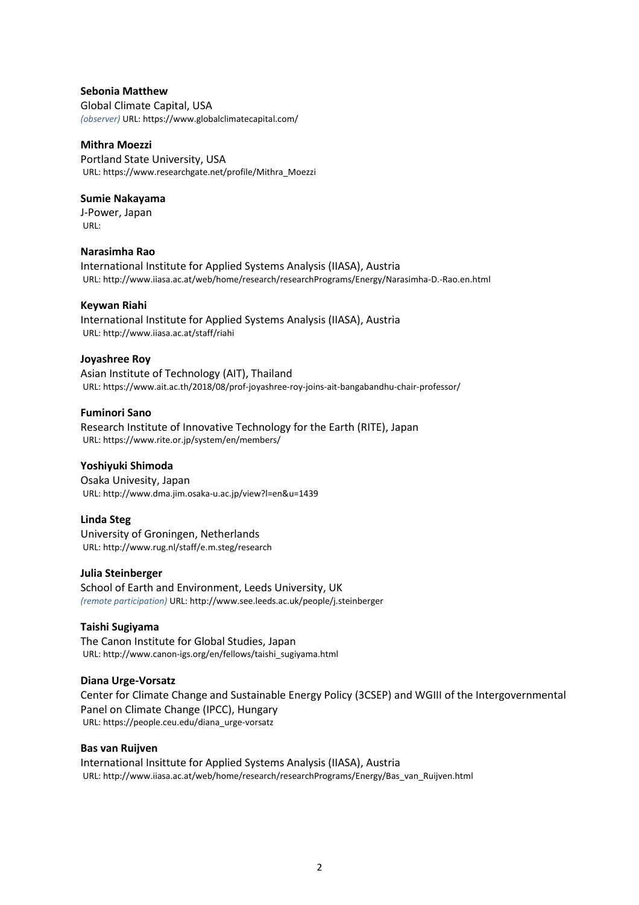**Sebonia Matthew**
Global Climate Capital, USA
*(observer)* URL: https://www.globalclimatecapital.com/

**Mithra Moezzi**
Portland State University, USA
URL: https://www.researchgate.net/profile/Mithra_Moezzi

**Sumie Nakayama**
J-Power, Japan
URL:

**Narasimha Rao**
International Institute for Applied Systems Analysis (IIASA), Austria
URL: http://www.iiasa.ac.at/web/home/research/researchPrograms/Energy/Narasimha-D.-Rao.en.html

**Keywan Riahi**
International Institute for Applied Systems Analysis (IIASA), Austria
URL: http://www.iiasa.ac.at/staff/riahi

**Joyashree Roy**
Asian Institute of Technology (AIT), Thailand
URL: https://www.ait.ac.th/2018/08/prof-joyashree-roy-joins-ait-bangabandhu-chair-professor/

**Fuminori Sano**
Research Institute of Innovative Technology for the Earth (RITE), Japan
URL: https://www.rite.or.jp/system/en/members/

**Yoshiyuki Shimoda**
Osaka Univesity, Japan
URL: http://www.dma.jim.osaka-u.ac.jp/view?l=en&u=1439

**Linda Steg**
University of Groningen, Netherlands
URL: http://www.rug.nl/staff/e.m.steg/research

**Julia Steinberger**
School of Earth and Environment, Leeds University, UK
*(remote participation)* URL: http://www.see.leeds.ac.uk/people/j.steinberger

**Taishi Sugiyama**
The Canon Institute for Global Studies, Japan
URL: http://www.canon-igs.org/en/fellows/taishi_sugiyama.html

**Diana Urge-Vorsatz**
Center for Climate Change and Sustainable Energy Policy (3CSEP) and WGIII of the Intergovernmental Panel on Climate Change (IPCC), Hungary
URL: https://people.ceu.edu/diana_urge-vorsatz

**Bas van Ruijven**
International Insittute for Applied Systems Analysis (IIASA), Austria
URL: http://www.iiasa.ac.at/web/home/research/researchPrograms/Energy/Bas_van_Ruijven.html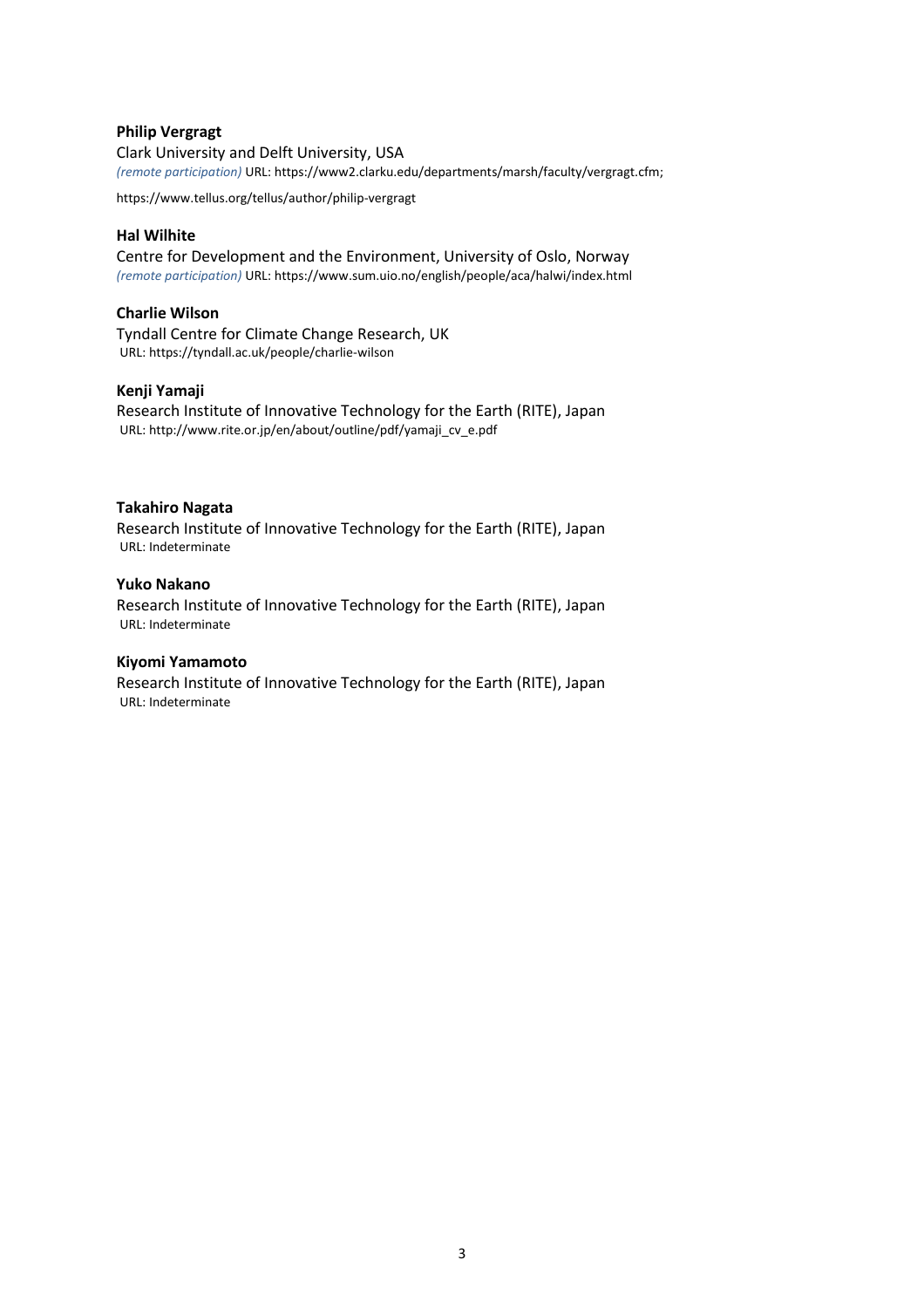**Philip Vergragt**

Clark University and Delft University, USA
*(remote participation)* URL: https://www2.clarku.edu/departments/marsh/faculty/vergragt.cfm;

https://www.tellus.org/tellus/author/philip-vergragt

**Hal Wilhite**

Centre for Development and the Environment, University of Oslo, Norway
*(remote participation)* URL: https://www.sum.uio.no/english/people/aca/halwi/index.html

**Charlie Wilson**

Tyndall Centre for Climate Change Research, UK
URL: https://tyndall.ac.uk/people/charlie-wilson

**Kenji Yamaji**

Research Institute of Innovative Technology for the Earth (RITE), Japan
URL: http://www.rite.or.jp/en/about/outline/pdf/yamaji_cv_e.pdf

**Takahiro Nagata**

Research Institute of Innovative Technology for the Earth (RITE), Japan
URL: Indeterminate

**Yuko Nakano**

Research Institute of Innovative Technology for the Earth (RITE), Japan
URL: Indeterminate

**Kiyomi Yamamoto**

Research Institute of Innovative Technology for the Earth (RITE), Japan
URL: Indeterminate